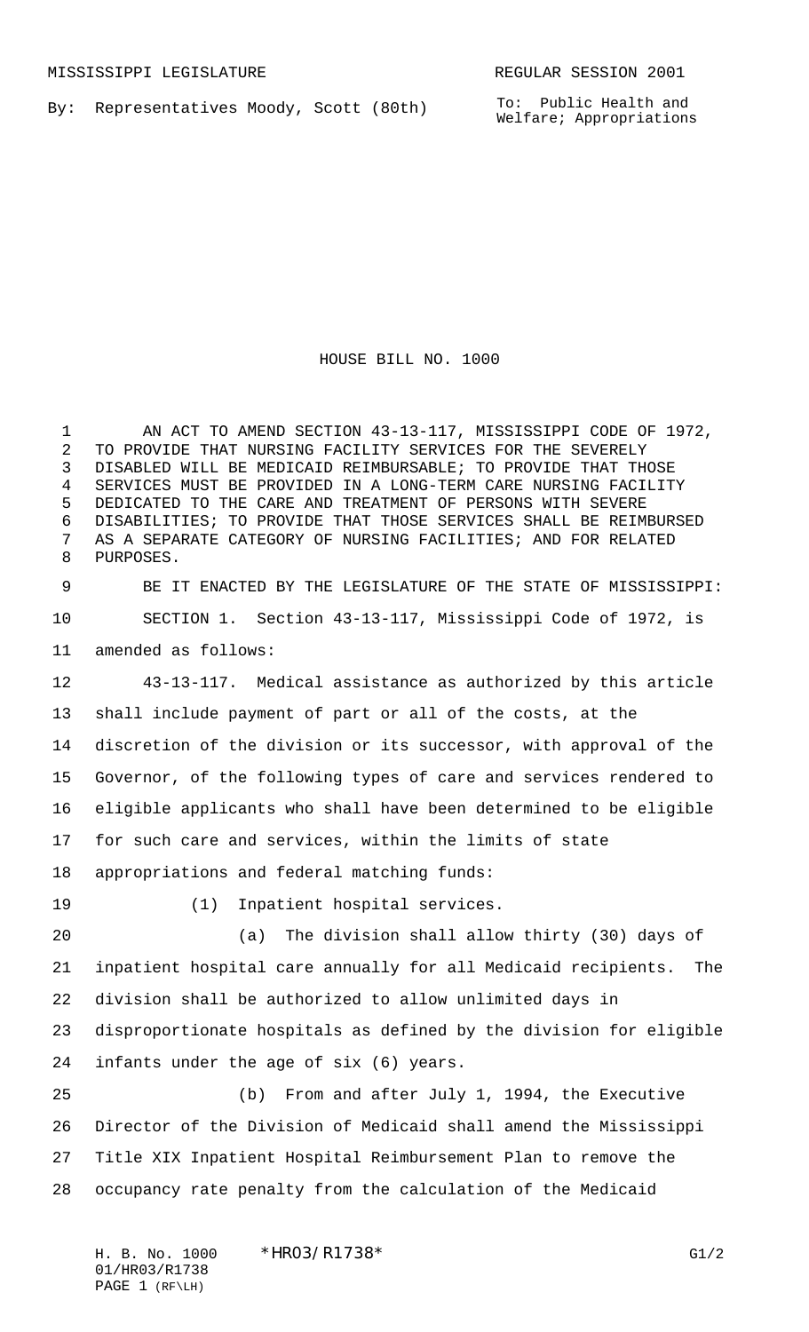MISSISSIPPI LEGISLATURE REGULAR SESSION 2001

By: Representatives Moody, Scott (80th)

To: Public Health and Welfare; Appropriations

# HOUSE BILL NO. 1000

AN ACT TO AMEND SECTION 43-13-117, MISSISSIPPI CODE OF 1972, TO PROVIDE THAT NURSING FACILITY SERVICES FOR THE SEVERELY DISABLED WILL BE MEDICAID REIMBURSABLE; TO PROVIDE THAT THOSE SERVICES MUST BE PROVIDED IN A LONG-TERM CARE NURSING FACILITY DEDICATED TO THE CARE AND TREATMENT OF PERSONS WITH SEVERE DISABILITIES; TO PROVIDE THAT THOSE SERVICES SHALL BE REIMBURSED AS A SEPARATE CATEGORY OF NURSING FACILITIES; AND FOR RELATED PURPOSES.

BE IT ENACTED BY THE LEGISLATURE OF THE STATE OF MISSISSIPPI:

SECTION 1. Section 43-13-117, Mississippi Code of 1972, is amended as follows:

43-13-117. Medical assistance as authorized by this article shall include payment of part or all of the costs, at the discretion of the division or its successor, with approval of the Governor, of the following types of care and services rendered to eligible applicants who shall have been determined to be eligible for such care and services, within the limits of state appropriations and federal matching funds:

(1) Inpatient hospital services.

(a) The division shall allow thirty (30) days of inpatient hospital care annually for all Medicaid recipients. The division shall be authorized to allow unlimited days in disproportionate hospitals as defined by the division for eligible infants under the age of six (6) years.

(b) From and after July 1, 1994, the Executive Director of the Division of Medicaid shall amend the Mississippi Title XIX Inpatient Hospital Reimbursement Plan to remove the occupancy rate penalty from the calculation of the Medicaid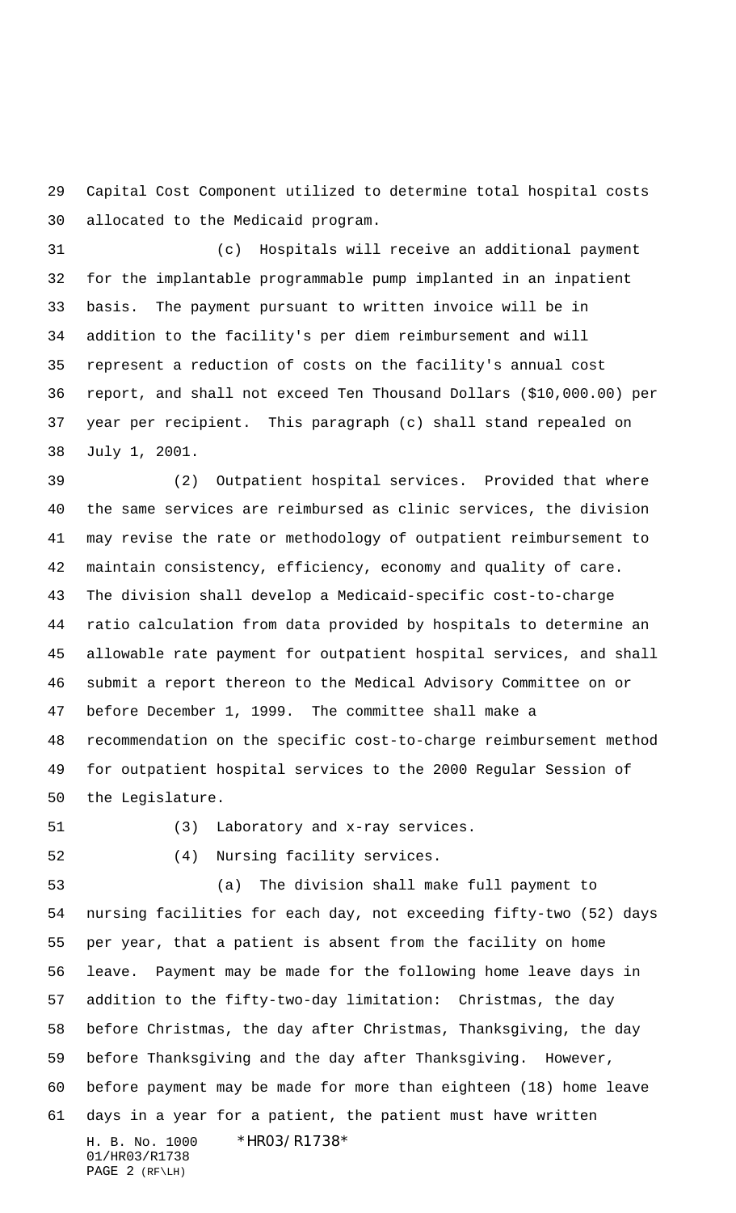Capital Cost Component utilized to determine total hospital costs allocated to the Medicaid program.

(c) Hospitals will receive an additional payment for the implantable programmable pump implanted in an inpatient basis. The payment pursuant to written invoice will be in addition to the facility's per diem reimbursement and will represent a reduction of costs on the facility's annual cost report, and shall not exceed Ten Thousand Dollars ($10,000.00) per year per recipient. This paragraph (c) shall stand repealed on July 1, 2001.

(2) Outpatient hospital services. Provided that where the same services are reimbursed as clinic services, the division may revise the rate or methodology of outpatient reimbursement to maintain consistency, efficiency, economy and quality of care. The division shall develop a Medicaid-specific cost-to-charge ratio calculation from data provided by hospitals to determine an allowable rate payment for outpatient hospital services, and shall submit a report thereon to the Medical Advisory Committee on or before December 1, 1999. The committee shall make a recommendation on the specific cost-to-charge reimbursement method for outpatient hospital services to the 2000 Regular Session of the Legislature.

(3) Laboratory and x-ray services.

(4) Nursing facility services.

(a) The division shall make full payment to nursing facilities for each day, not exceeding fifty-two (52) days per year, that a patient is absent from the facility on home leave. Payment may be made for the following home leave days in addition to the fifty-two-day limitation: Christmas, the day before Christmas, the day after Christmas, Thanksgiving, the day before Thanksgiving and the day after Thanksgiving. However, before payment may be made for more than eighteen (18) home leave days in a year for a patient, the patient must have written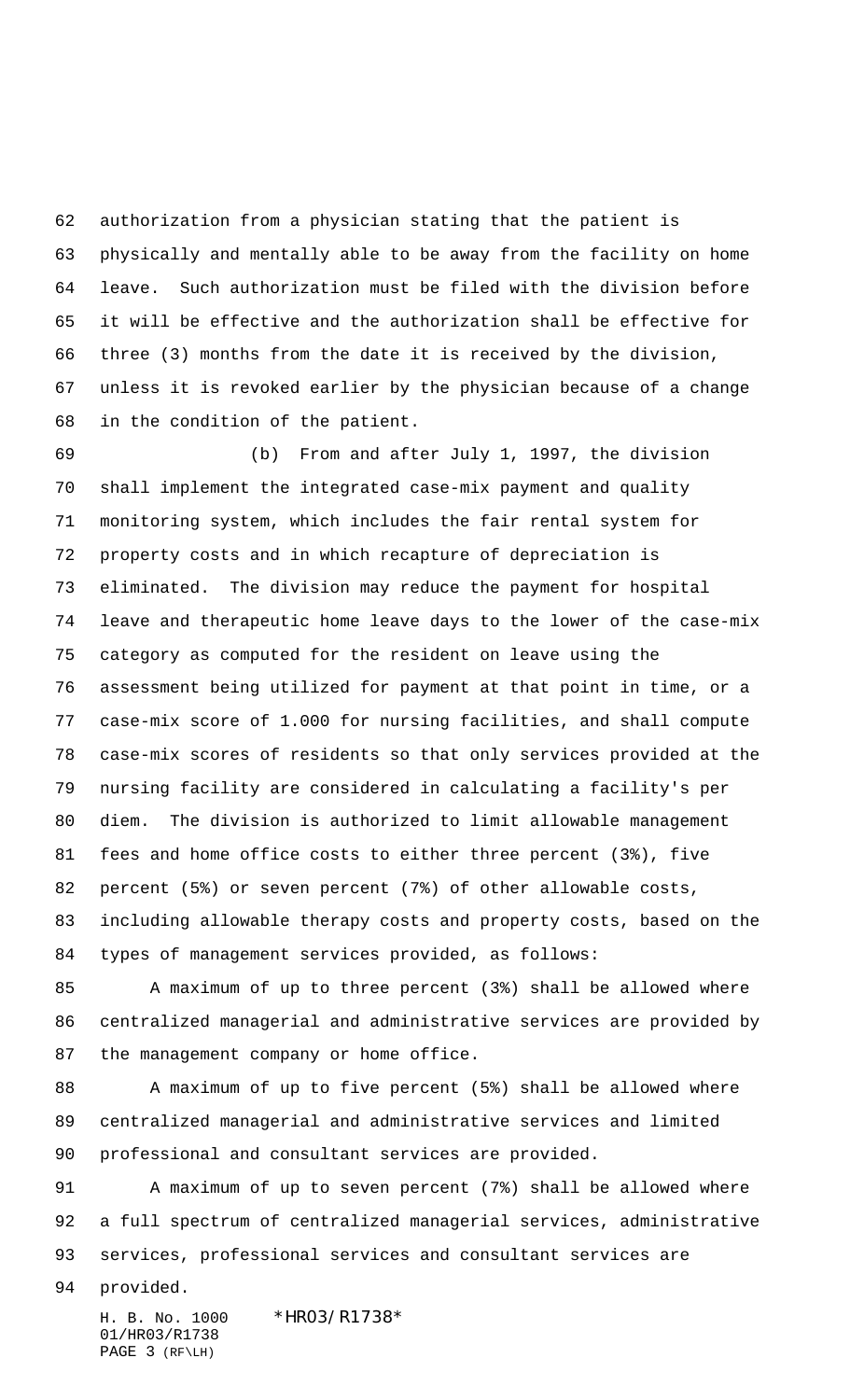authorization from a physician stating that the patient is physically and mentally able to be away from the facility on home leave. Such authorization must be filed with the division before it will be effective and the authorization shall be effective for three (3) months from the date it is received by the division, unless it is revoked earlier by the physician because of a change in the condition of the patient.

(b) From and after July 1, 1997, the division shall implement the integrated case-mix payment and quality monitoring system, which includes the fair rental system for property costs and in which recapture of depreciation is eliminated. The division may reduce the payment for hospital leave and therapeutic home leave days to the lower of the case-mix category as computed for the resident on leave using the assessment being utilized for payment at that point in time, or a case-mix score of 1.000 for nursing facilities, and shall compute case-mix scores of residents so that only services provided at the nursing facility are considered in calculating a facility's per diem. The division is authorized to limit allowable management fees and home office costs to either three percent (3%), five percent (5%) or seven percent (7%) of other allowable costs, including allowable therapy costs and property costs, based on the types of management services provided, as follows:

A maximum of up to three percent (3%) shall be allowed where centralized managerial and administrative services are provided by the management company or home office.

A maximum of up to five percent (5%) shall be allowed where centralized managerial and administrative services and limited professional and consultant services are provided.

A maximum of up to seven percent (7%) shall be allowed where a full spectrum of centralized managerial services, administrative services, professional services and consultant services are provided.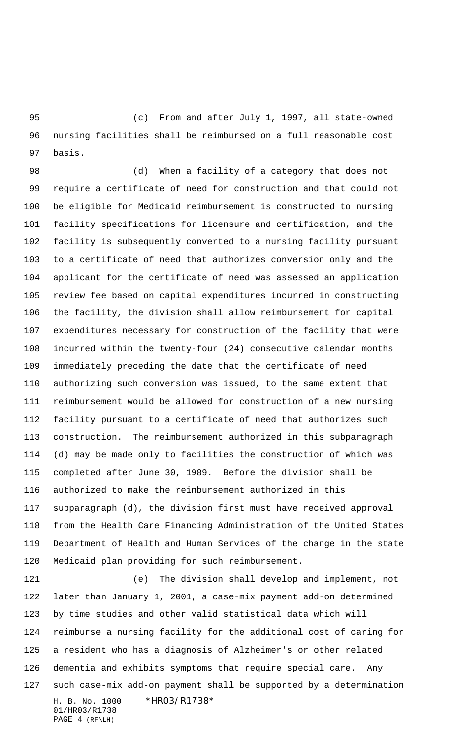(c) From and after July 1, 1997, all state-owned nursing facilities shall be reimbursed on a full reasonable cost basis.

(d) When a facility of a category that does not require a certificate of need for construction and that could not be eligible for Medicaid reimbursement is constructed to nursing facility specifications for licensure and certification, and the facility is subsequently converted to a nursing facility pursuant to a certificate of need that authorizes conversion only and the applicant for the certificate of need was assessed an application review fee based on capital expenditures incurred in constructing the facility, the division shall allow reimbursement for capital expenditures necessary for construction of the facility that were incurred within the twenty-four (24) consecutive calendar months immediately preceding the date that the certificate of need authorizing such conversion was issued, to the same extent that reimbursement would be allowed for construction of a new nursing facility pursuant to a certificate of need that authorizes such construction. The reimbursement authorized in this subparagraph (d) may be made only to facilities the construction of which was completed after June 30, 1989. Before the division shall be authorized to make the reimbursement authorized in this subparagraph (d), the division first must have received approval from the Health Care Financing Administration of the United States Department of Health and Human Services of the change in the state Medicaid plan providing for such reimbursement.

(e) The division shall develop and implement, not later than January 1, 2001, a case-mix payment add-on determined by time studies and other valid statistical data which will reimburse a nursing facility for the additional cost of caring for a resident who has a diagnosis of Alzheimer's or other related dementia and exhibits symptoms that require special care. Any such case-mix add-on payment shall be supported by a determination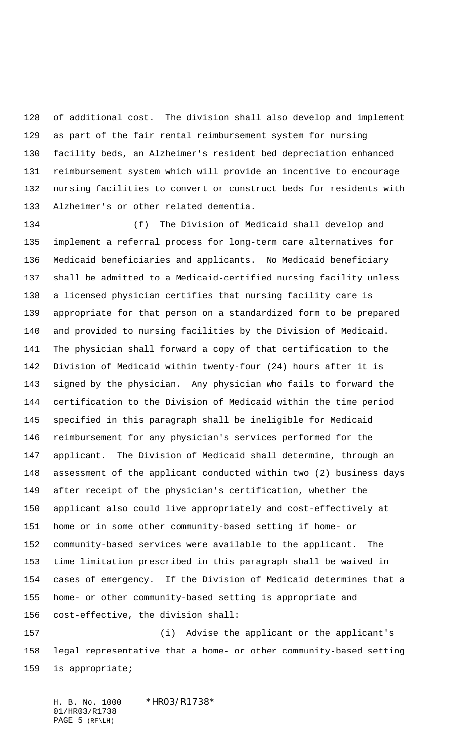of additional cost. The division shall also develop and implement as part of the fair rental reimbursement system for nursing facility beds, an Alzheimer's resident bed depreciation enhanced reimbursement system which will provide an incentive to encourage nursing facilities to convert or construct beds for residents with Alzheimer's or other related dementia.

(f) The Division of Medicaid shall develop and implement a referral process for long-term care alternatives for Medicaid beneficiaries and applicants. No Medicaid beneficiary shall be admitted to a Medicaid-certified nursing facility unless a licensed physician certifies that nursing facility care is appropriate for that person on a standardized form to be prepared and provided to nursing facilities by the Division of Medicaid. The physician shall forward a copy of that certification to the Division of Medicaid within twenty-four (24) hours after it is signed by the physician. Any physician who fails to forward the certification to the Division of Medicaid within the time period specified in this paragraph shall be ineligible for Medicaid reimbursement for any physician's services performed for the applicant. The Division of Medicaid shall determine, through an assessment of the applicant conducted within two (2) business days after receipt of the physician's certification, whether the applicant also could live appropriately and cost-effectively at home or in some other community-based setting if home- or community-based services were available to the applicant. The time limitation prescribed in this paragraph shall be waived in cases of emergency. If the Division of Medicaid determines that a home- or other community-based setting is appropriate and cost-effective, the division shall:

(i) Advise the applicant or the applicant's legal representative that a home- or other community-based setting is appropriate;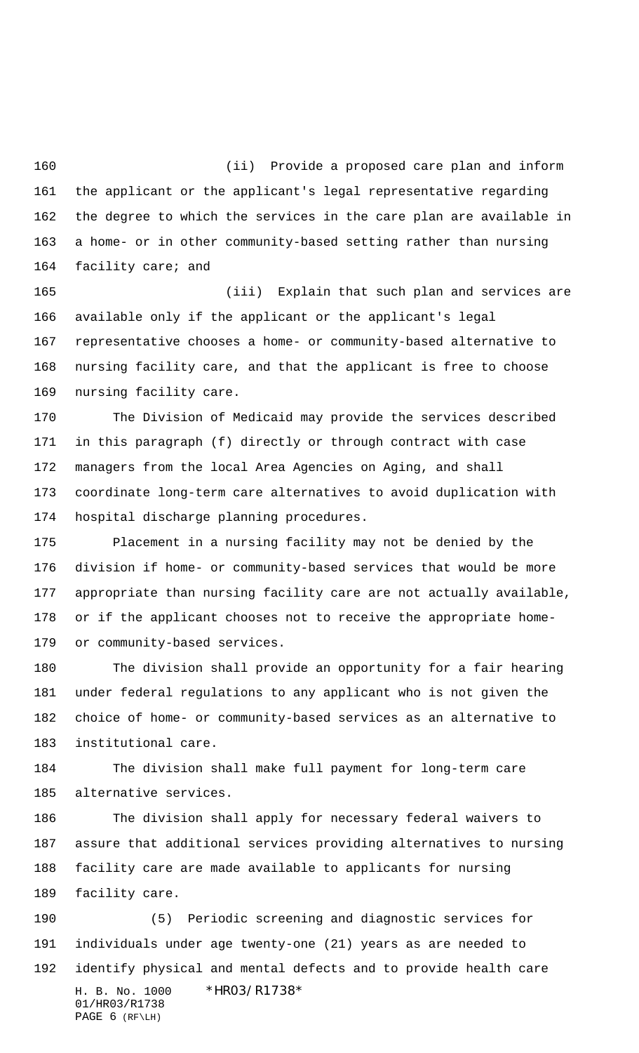(ii) Provide a proposed care plan and inform the applicant or the applicant's legal representative regarding the degree to which the services in the care plan are available in a home- or in other community-based setting rather than nursing facility care; and

(iii) Explain that such plan and services are available only if the applicant or the applicant's legal representative chooses a home- or community-based alternative to nursing facility care, and that the applicant is free to choose nursing facility care.

The Division of Medicaid may provide the services described in this paragraph (f) directly or through contract with case managers from the local Area Agencies on Aging, and shall coordinate long-term care alternatives to avoid duplication with hospital discharge planning procedures.

Placement in a nursing facility may not be denied by the division if home- or community-based services that would be more appropriate than nursing facility care are not actually available, or if the applicant chooses not to receive the appropriate home- or community-based services.

The division shall provide an opportunity for a fair hearing under federal regulations to any applicant who is not given the choice of home- or community-based services as an alternative to institutional care.

The division shall make full payment for long-term care alternative services.

The division shall apply for necessary federal waivers to assure that additional services providing alternatives to nursing facility care are made available to applicants for nursing facility care.

(5) Periodic screening and diagnostic services for individuals under age twenty-one (21) years as are needed to identify physical and mental defects and to provide health care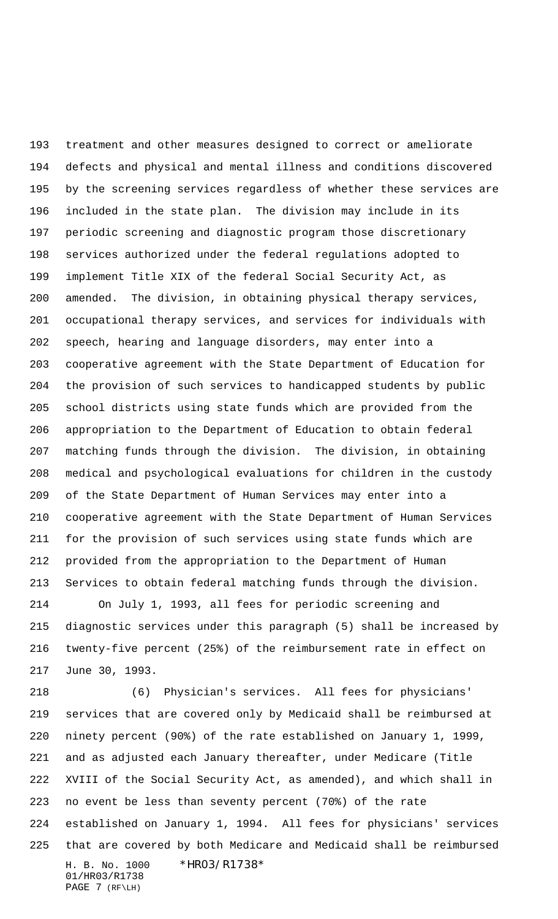treatment and other measures designed to correct or ameliorate defects and physical and mental illness and conditions discovered by the screening services regardless of whether these services are included in the state plan. The division may include in its periodic screening and diagnostic program those discretionary services authorized under the federal regulations adopted to implement Title XIX of the federal Social Security Act, as amended. The division, in obtaining physical therapy services, occupational therapy services, and services for individuals with speech, hearing and language disorders, may enter into a cooperative agreement with the State Department of Education for the provision of such services to handicapped students by public school districts using state funds which are provided from the appropriation to the Department of Education to obtain federal matching funds through the division. The division, in obtaining medical and psychological evaluations for children in the custody of the State Department of Human Services may enter into a cooperative agreement with the State Department of Human Services for the provision of such services using state funds which are provided from the appropriation to the Department of Human Services to obtain federal matching funds through the division.

On July 1, 1993, all fees for periodic screening and diagnostic services under this paragraph (5) shall be increased by twenty-five percent (25%) of the reimbursement rate in effect on June 30, 1993.

(6) Physician's services. All fees for physicians' services that are covered only by Medicaid shall be reimbursed at ninety percent (90%) of the rate established on January 1, 1999, and as adjusted each January thereafter, under Medicare (Title XVIII of the Social Security Act, as amended), and which shall in no event be less than seventy percent (70%) of the rate established on January 1, 1994. All fees for physicians' services that are covered by both Medicare and Medicaid shall be reimbursed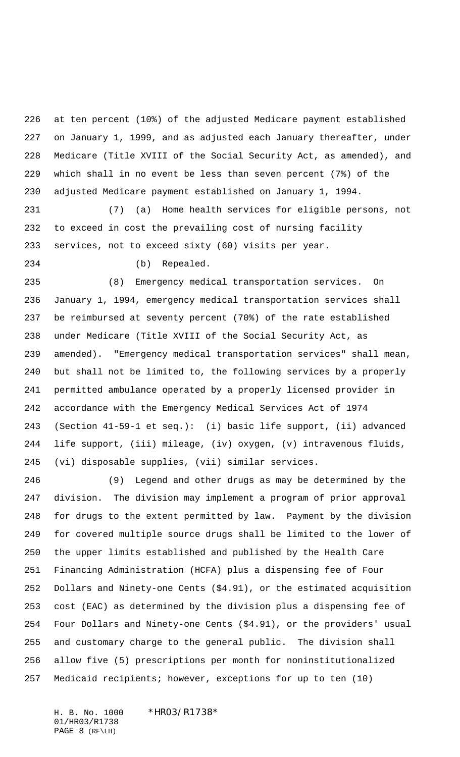at ten percent (10%) of the adjusted Medicare payment established on January 1, 1999, and as adjusted each January thereafter, under Medicare (Title XVIII of the Social Security Act, as amended), and which shall in no event be less than seven percent (7%) of the adjusted Medicare payment established on January 1, 1994.

(7) (a) Home health services for eligible persons, not to exceed in cost the prevailing cost of nursing facility services, not to exceed sixty (60) visits per year.

(b) Repealed.

(8) Emergency medical transportation services. On January 1, 1994, emergency medical transportation services shall be reimbursed at seventy percent (70%) of the rate established under Medicare (Title XVIII of the Social Security Act, as amended). "Emergency medical transportation services" shall mean, but shall not be limited to, the following services by a properly permitted ambulance operated by a properly licensed provider in accordance with the Emergency Medical Services Act of 1974 (Section 41-59-1 et seq.): (i) basic life support, (ii) advanced life support, (iii) mileage, (iv) oxygen, (v) intravenous fluids, (vi) disposable supplies, (vii) similar services.

(9) Legend and other drugs as may be determined by the division. The division may implement a program of prior approval for drugs to the extent permitted by law. Payment by the division for covered multiple source drugs shall be limited to the lower of the upper limits established and published by the Health Care Financing Administration (HCFA) plus a dispensing fee of Four Dollars and Ninety-one Cents ($4.91), or the estimated acquisition cost (EAC) as determined by the division plus a dispensing fee of Four Dollars and Ninety-one Cents ($4.91), or the providers' usual and customary charge to the general public. The division shall allow five (5) prescriptions per month for noninstitutionalized Medicaid recipients; however, exceptions for up to ten (10)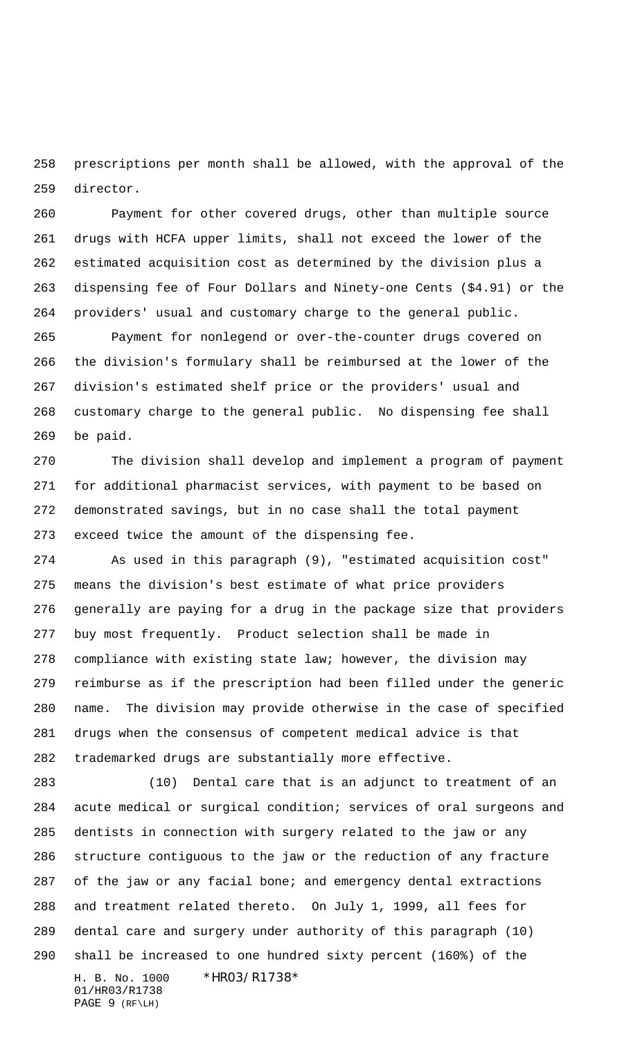prescriptions per month shall be allowed, with the approval of the director.

Payment for other covered drugs, other than multiple source drugs with HCFA upper limits, shall not exceed the lower of the estimated acquisition cost as determined by the division plus a dispensing fee of Four Dollars and Ninety-one Cents ($4.91) or the providers' usual and customary charge to the general public.

Payment for nonlegend or over-the-counter drugs covered on the division's formulary shall be reimbursed at the lower of the division's estimated shelf price or the providers' usual and customary charge to the general public. No dispensing fee shall be paid.

The division shall develop and implement a program of payment for additional pharmacist services, with payment to be based on demonstrated savings, but in no case shall the total payment exceed twice the amount of the dispensing fee.

As used in this paragraph (9), "estimated acquisition cost" means the division's best estimate of what price providers generally are paying for a drug in the package size that providers buy most frequently. Product selection shall be made in compliance with existing state law; however, the division may reimburse as if the prescription had been filled under the generic name. The division may provide otherwise in the case of specified drugs when the consensus of competent medical advice is that trademarked drugs are substantially more effective.

(10) Dental care that is an adjunct to treatment of an acute medical or surgical condition; services of oral surgeons and dentists in connection with surgery related to the jaw or any structure contiguous to the jaw or the reduction of any fracture of the jaw or any facial bone; and emergency dental extractions and treatment related thereto. On July 1, 1999, all fees for dental care and surgery under authority of this paragraph (10) shall be increased to one hundred sixty percent (160%) of the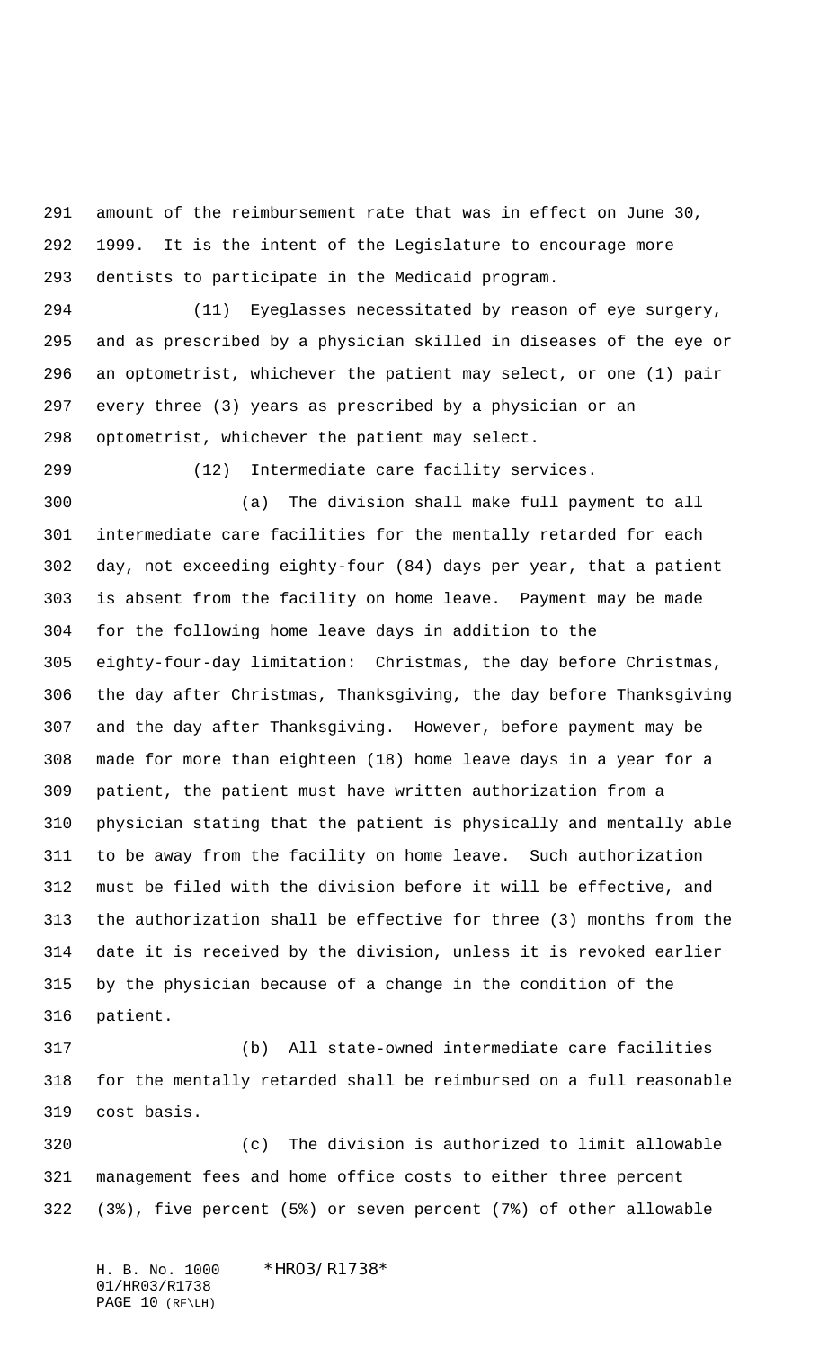amount of the reimbursement rate that was in effect on June 30, 1999. It is the intent of the Legislature to encourage more dentists to participate in the Medicaid program.

(11) Eyeglasses necessitated by reason of eye surgery, and as prescribed by a physician skilled in diseases of the eye or an optometrist, whichever the patient may select, or one (1) pair every three (3) years as prescribed by a physician or an optometrist, whichever the patient may select.

(12) Intermediate care facility services.

(a) The division shall make full payment to all intermediate care facilities for the mentally retarded for each day, not exceeding eighty-four (84) days per year, that a patient is absent from the facility on home leave. Payment may be made for the following home leave days in addition to the eighty-four-day limitation: Christmas, the day before Christmas, the day after Christmas, Thanksgiving, the day before Thanksgiving and the day after Thanksgiving. However, before payment may be made for more than eighteen (18) home leave days in a year for a patient, the patient must have written authorization from a physician stating that the patient is physically and mentally able to be away from the facility on home leave. Such authorization must be filed with the division before it will be effective, and the authorization shall be effective for three (3) months from the date it is received by the division, unless it is revoked earlier by the physician because of a change in the condition of the patient.

(b) All state-owned intermediate care facilities for the mentally retarded shall be reimbursed on a full reasonable cost basis.

(c) The division is authorized to limit allowable management fees and home office costs to either three percent (3%), five percent (5%) or seven percent (7%) of other allowable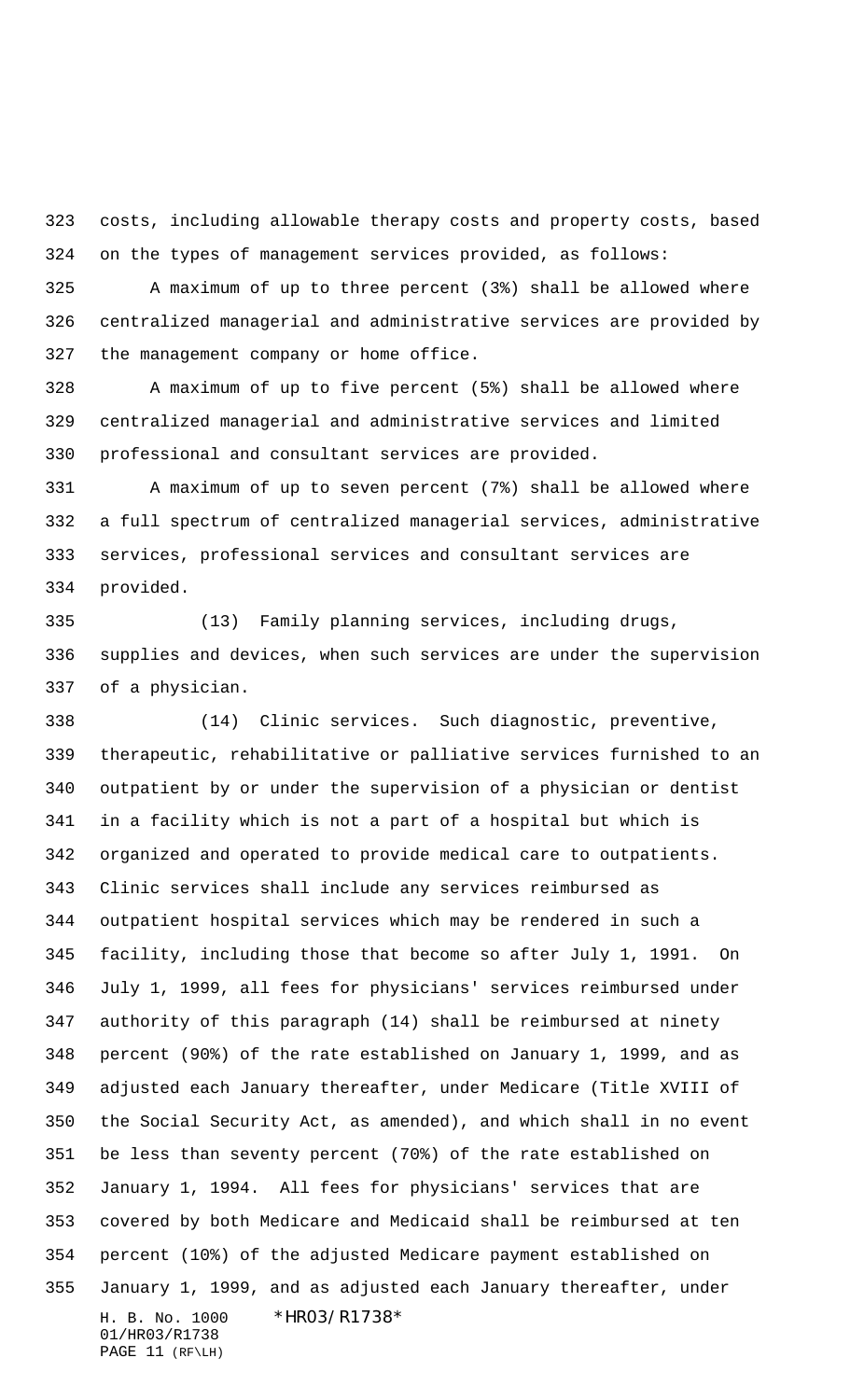costs, including allowable therapy costs and property costs, based on the types of management services provided, as follows:

A maximum of up to three percent (3%) shall be allowed where centralized managerial and administrative services are provided by the management company or home office.

A maximum of up to five percent (5%) shall be allowed where centralized managerial and administrative services and limited professional and consultant services are provided.

A maximum of up to seven percent (7%) shall be allowed where a full spectrum of centralized managerial services, administrative services, professional services and consultant services are provided.

(13) Family planning services, including drugs, supplies and devices, when such services are under the supervision of a physician.

(14) Clinic services. Such diagnostic, preventive, therapeutic, rehabilitative or palliative services furnished to an outpatient by or under the supervision of a physician or dentist in a facility which is not a part of a hospital but which is organized and operated to provide medical care to outpatients. Clinic services shall include any services reimbursed as outpatient hospital services which may be rendered in such a facility, including those that become so after July 1, 1991. On July 1, 1999, all fees for physicians' services reimbursed under authority of this paragraph (14) shall be reimbursed at ninety percent (90%) of the rate established on January 1, 1999, and as adjusted each January thereafter, under Medicare (Title XVIII of the Social Security Act, as amended), and which shall in no event be less than seventy percent (70%) of the rate established on January 1, 1994. All fees for physicians' services that are covered by both Medicare and Medicaid shall be reimbursed at ten percent (10%) of the adjusted Medicare payment established on January 1, 1999, and as adjusted each January thereafter, under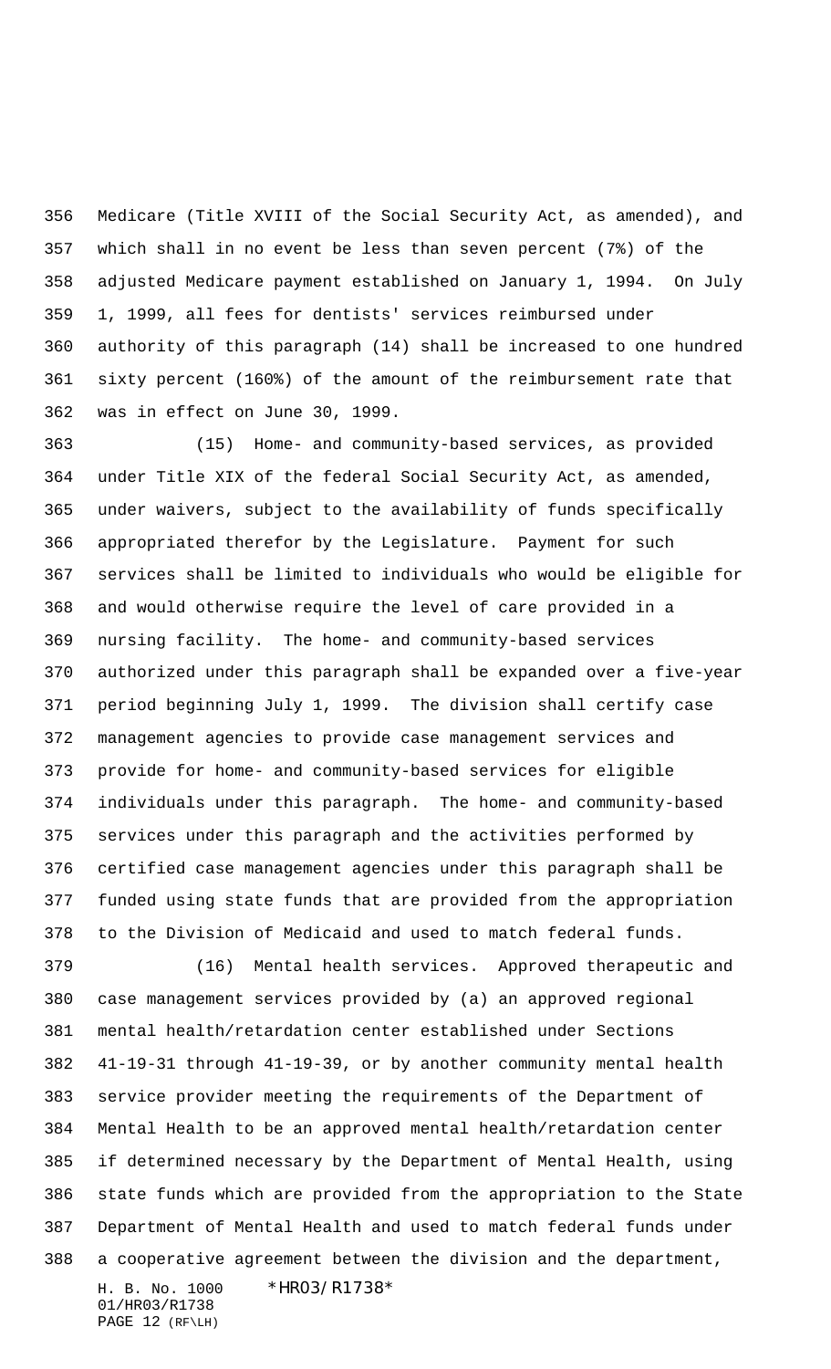Medicare (Title XVIII of the Social Security Act, as amended), and which shall in no event be less than seven percent (7%) of the adjusted Medicare payment established on January 1, 1994. On July 1, 1999, all fees for dentists' services reimbursed under authority of this paragraph (14) shall be increased to one hundred sixty percent (160%) of the amount of the reimbursement rate that was in effect on June 30, 1999.

(15) Home- and community-based services, as provided under Title XIX of the federal Social Security Act, as amended, under waivers, subject to the availability of funds specifically appropriated therefor by the Legislature. Payment for such services shall be limited to individuals who would be eligible for and would otherwise require the level of care provided in a nursing facility. The home- and community-based services authorized under this paragraph shall be expanded over a five-year period beginning July 1, 1999. The division shall certify case management agencies to provide case management services and provide for home- and community-based services for eligible individuals under this paragraph. The home- and community-based services under this paragraph and the activities performed by certified case management agencies under this paragraph shall be funded using state funds that are provided from the appropriation to the Division of Medicaid and used to match federal funds.

(16) Mental health services. Approved therapeutic and case management services provided by (a) an approved regional mental health/retardation center established under Sections 41-19-31 through 41-19-39, or by another community mental health service provider meeting the requirements of the Department of Mental Health to be an approved mental health/retardation center if determined necessary by the Department of Mental Health, using state funds which are provided from the appropriation to the State Department of Mental Health and used to match federal funds under a cooperative agreement between the division and the department,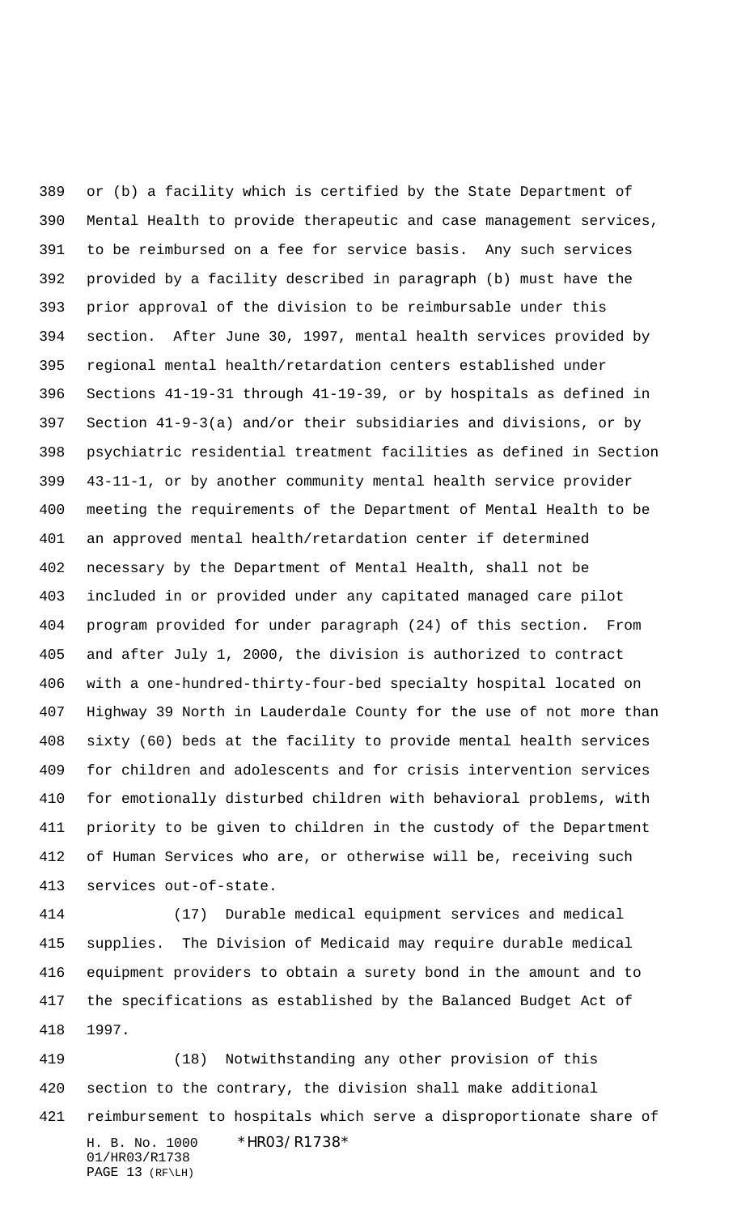or (b) a facility which is certified by the State Department of Mental Health to provide therapeutic and case management services, to be reimbursed on a fee for service basis. Any such services provided by a facility described in paragraph (b) must have the prior approval of the division to be reimbursable under this section. After June 30, 1997, mental health services provided by regional mental health/retardation centers established under Sections 41-19-31 through 41-19-39, or by hospitals as defined in Section 41-9-3(a) and/or their subsidiaries and divisions, or by psychiatric residential treatment facilities as defined in Section 43-11-1, or by another community mental health service provider meeting the requirements of the Department of Mental Health to be an approved mental health/retardation center if determined necessary by the Department of Mental Health, shall not be included in or provided under any capitated managed care pilot program provided for under paragraph (24) of this section. From and after July 1, 2000, the division is authorized to contract with a one-hundred-thirty-four-bed specialty hospital located on Highway 39 North in Lauderdale County for the use of not more than sixty (60) beds at the facility to provide mental health services for children and adolescents and for crisis intervention services for emotionally disturbed children with behavioral problems, with priority to be given to children in the custody of the Department of Human Services who are, or otherwise will be, receiving such services out-of-state.

(17) Durable medical equipment services and medical supplies. The Division of Medicaid may require durable medical equipment providers to obtain a surety bond in the amount and to the specifications as established by the Balanced Budget Act of 1997.

(18) Notwithstanding any other provision of this section to the contrary, the division shall make additional reimbursement to hospitals which serve a disproportionate share of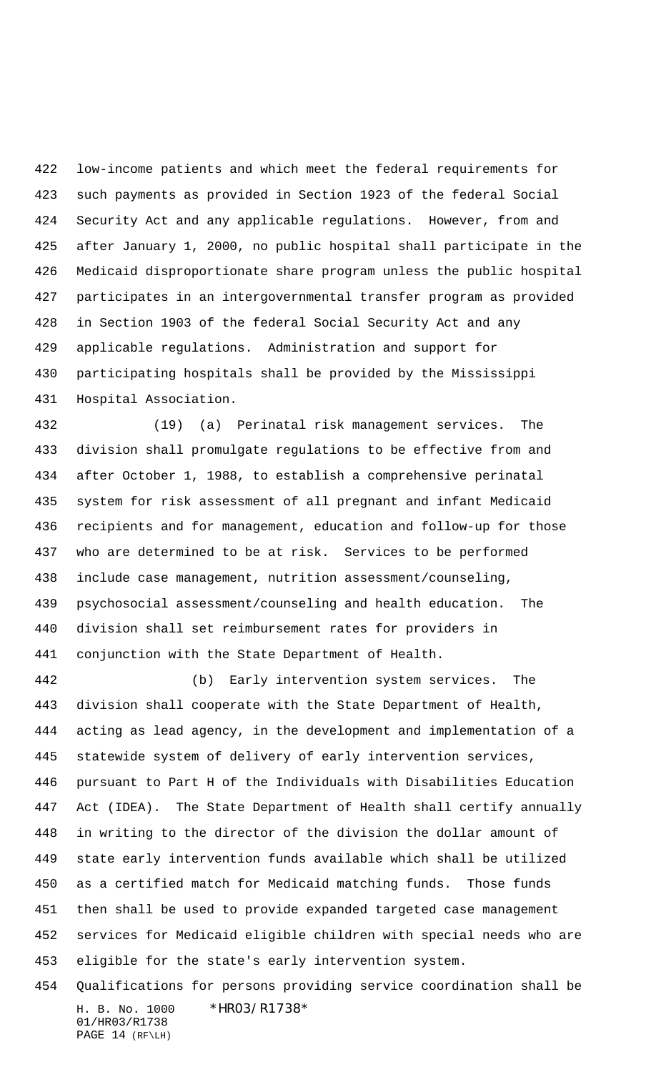low-income patients and which meet the federal requirements for such payments as provided in Section 1923 of the federal Social Security Act and any applicable regulations. However, from and after January 1, 2000, no public hospital shall participate in the Medicaid disproportionate share program unless the public hospital participates in an intergovernmental transfer program as provided in Section 1903 of the federal Social Security Act and any applicable regulations. Administration and support for participating hospitals shall be provided by the Mississippi Hospital Association.

(19) (a) Perinatal risk management services. The division shall promulgate regulations to be effective from and after October 1, 1988, to establish a comprehensive perinatal system for risk assessment of all pregnant and infant Medicaid recipients and for management, education and follow-up for those who are determined to be at risk. Services to be performed include case management, nutrition assessment/counseling, psychosocial assessment/counseling and health education. The division shall set reimbursement rates for providers in conjunction with the State Department of Health.

(b) Early intervention system services. The division shall cooperate with the State Department of Health, acting as lead agency, in the development and implementation of a statewide system of delivery of early intervention services, pursuant to Part H of the Individuals with Disabilities Education Act (IDEA). The State Department of Health shall certify annually in writing to the director of the division the dollar amount of state early intervention funds available which shall be utilized as a certified match for Medicaid matching funds. Those funds then shall be used to provide expanded targeted case management services for Medicaid eligible children with special needs who are eligible for the state's early intervention system.
Qualifications for persons providing service coordination shall be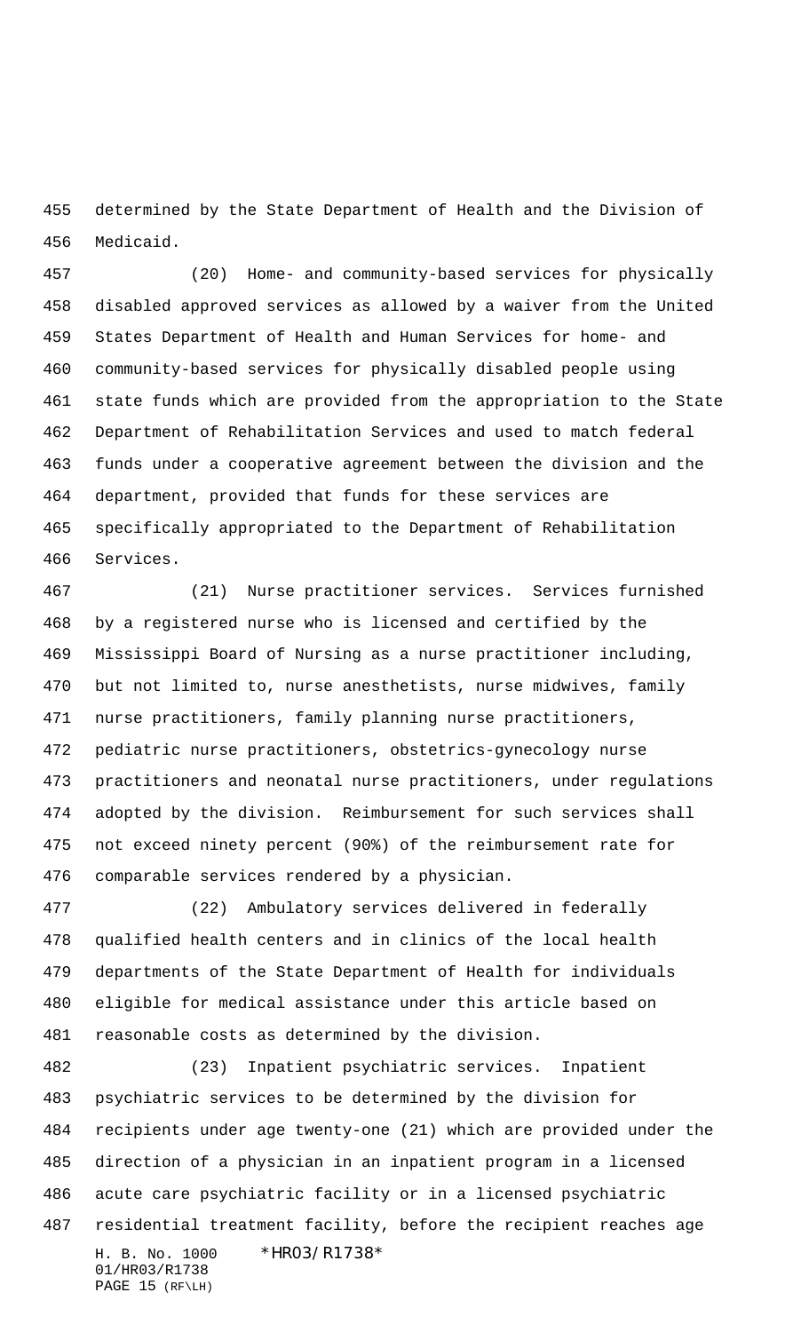determined by the State Department of Health and the Division of Medicaid.

(20) Home- and community-based services for physically disabled approved services as allowed by a waiver from the United States Department of Health and Human Services for home- and community-based services for physically disabled people using state funds which are provided from the appropriation to the State Department of Rehabilitation Services and used to match federal funds under a cooperative agreement between the division and the department, provided that funds for these services are specifically appropriated to the Department of Rehabilitation Services.

(21) Nurse practitioner services. Services furnished by a registered nurse who is licensed and certified by the Mississippi Board of Nursing as a nurse practitioner including, but not limited to, nurse anesthetists, nurse midwives, family nurse practitioners, family planning nurse practitioners, pediatric nurse practitioners, obstetrics-gynecology nurse practitioners and neonatal nurse practitioners, under regulations adopted by the division. Reimbursement for such services shall not exceed ninety percent (90%) of the reimbursement rate for comparable services rendered by a physician.

(22) Ambulatory services delivered in federally qualified health centers and in clinics of the local health departments of the State Department of Health for individuals eligible for medical assistance under this article based on reasonable costs as determined by the division.

(23) Inpatient psychiatric services. Inpatient psychiatric services to be determined by the division for recipients under age twenty-one (21) which are provided under the direction of a physician in an inpatient program in a licensed acute care psychiatric facility or in a licensed psychiatric residential treatment facility, before the recipient reaches age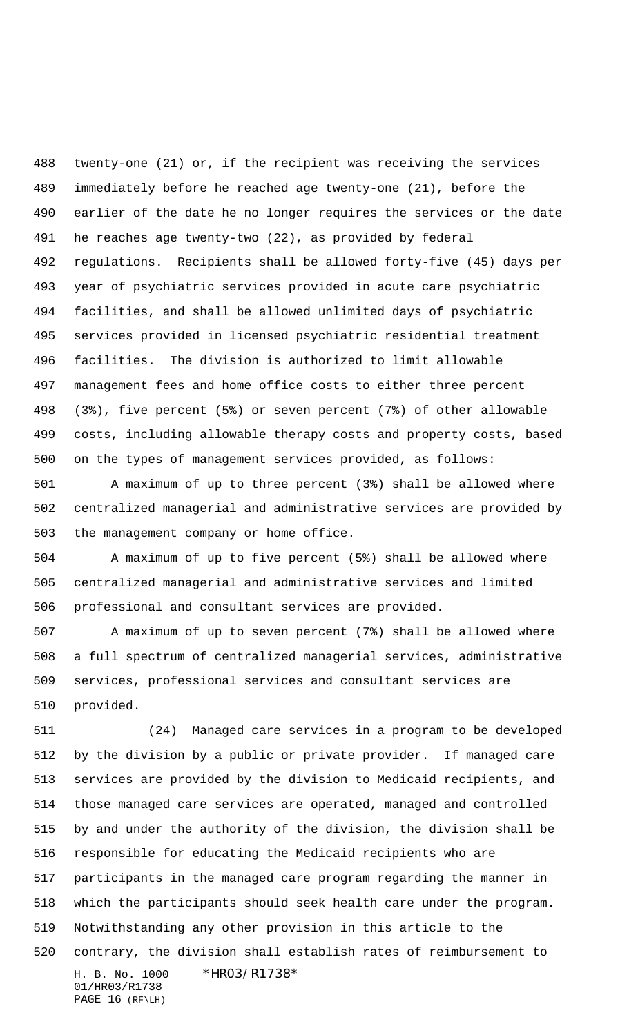twenty-one (21) or, if the recipient was receiving the services immediately before he reached age twenty-one (21), before the earlier of the date he no longer requires the services or the date he reaches age twenty-two (22), as provided by federal regulations. Recipients shall be allowed forty-five (45) days per year of psychiatric services provided in acute care psychiatric facilities, and shall be allowed unlimited days of psychiatric services provided in licensed psychiatric residential treatment facilities. The division is authorized to limit allowable management fees and home office costs to either three percent (3%), five percent (5%) or seven percent (7%) of other allowable costs, including allowable therapy costs and property costs, based on the types of management services provided, as follows:

A maximum of up to three percent (3%) shall be allowed where centralized managerial and administrative services are provided by the management company or home office.

A maximum of up to five percent (5%) shall be allowed where centralized managerial and administrative services and limited professional and consultant services are provided.

A maximum of up to seven percent (7%) shall be allowed where a full spectrum of centralized managerial services, administrative services, professional services and consultant services are provided.

(24) Managed care services in a program to be developed by the division by a public or private provider. If managed care services are provided by the division to Medicaid recipients, and those managed care services are operated, managed and controlled by and under the authority of the division, the division shall be responsible for educating the Medicaid recipients who are participants in the managed care program regarding the manner in which the participants should seek health care under the program. Notwithstanding any other provision in this article to the contrary, the division shall establish rates of reimbursement to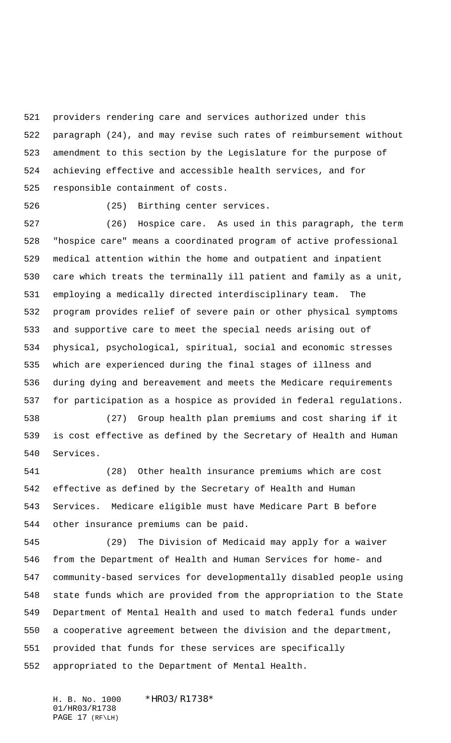providers rendering care and services authorized under this paragraph (24), and may revise such rates of reimbursement without amendment to this section by the Legislature for the purpose of achieving effective and accessible health services, and for responsible containment of costs.

(25) Birthing center services.

(26) Hospice care. As used in this paragraph, the term "hospice care" means a coordinated program of active professional medical attention within the home and outpatient and inpatient care which treats the terminally ill patient and family as a unit, employing a medically directed interdisciplinary team. The program provides relief of severe pain or other physical symptoms and supportive care to meet the special needs arising out of physical, psychological, spiritual, social and economic stresses which are experienced during the final stages of illness and during dying and bereavement and meets the Medicare requirements for participation as a hospice as provided in federal regulations.

(27) Group health plan premiums and cost sharing if it is cost effective as defined by the Secretary of Health and Human Services.

(28) Other health insurance premiums which are cost effective as defined by the Secretary of Health and Human Services. Medicare eligible must have Medicare Part B before other insurance premiums can be paid.

(29) The Division of Medicaid may apply for a waiver from the Department of Health and Human Services for home- and community-based services for developmentally disabled people using state funds which are provided from the appropriation to the State Department of Mental Health and used to match federal funds under a cooperative agreement between the division and the department, provided that funds for these services are specifically appropriated to the Department of Mental Health.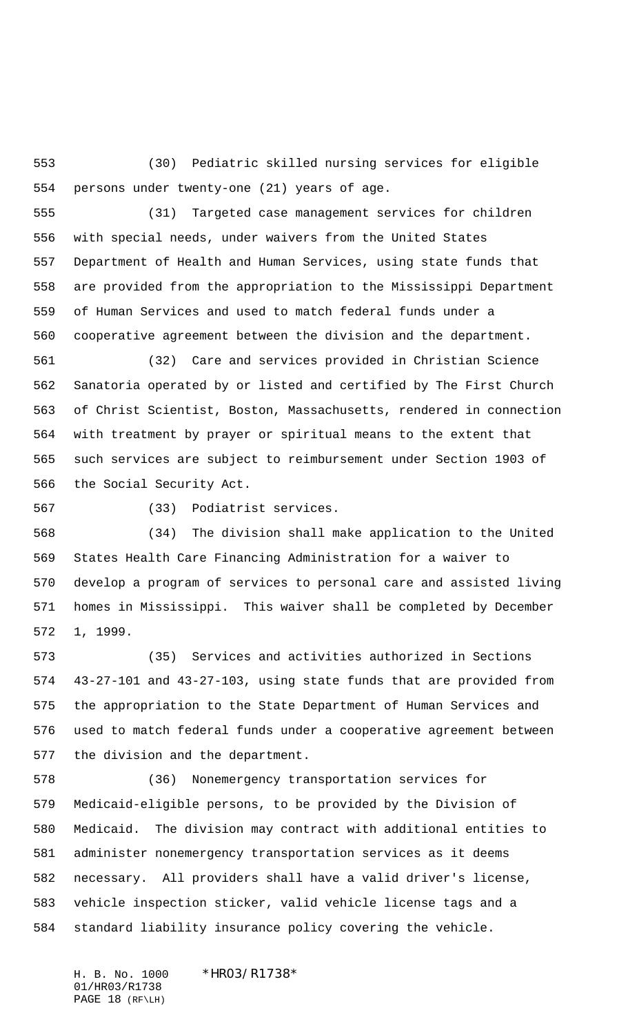(30) Pediatric skilled nursing services for eligible persons under twenty-one (21) years of age.

(31) Targeted case management services for children with special needs, under waivers from the United States Department of Health and Human Services, using state funds that are provided from the appropriation to the Mississippi Department of Human Services and used to match federal funds under a cooperative agreement between the division and the department.

(32) Care and services provided in Christian Science Sanatoria operated by or listed and certified by The First Church of Christ Scientist, Boston, Massachusetts, rendered in connection with treatment by prayer or spiritual means to the extent that such services are subject to reimbursement under Section 1903 of the Social Security Act.

(33) Podiatrist services.

(34) The division shall make application to the United States Health Care Financing Administration for a waiver to develop a program of services to personal care and assisted living homes in Mississippi. This waiver shall be completed by December 1, 1999.

(35) Services and activities authorized in Sections 43-27-101 and 43-27-103, using state funds that are provided from the appropriation to the State Department of Human Services and used to match federal funds under a cooperative agreement between the division and the department.

(36) Nonemergency transportation services for Medicaid-eligible persons, to be provided by the Division of Medicaid. The division may contract with additional entities to administer nonemergency transportation services as it deems necessary. All providers shall have a valid driver's license, vehicle inspection sticker, valid vehicle license tags and a standard liability insurance policy covering the vehicle.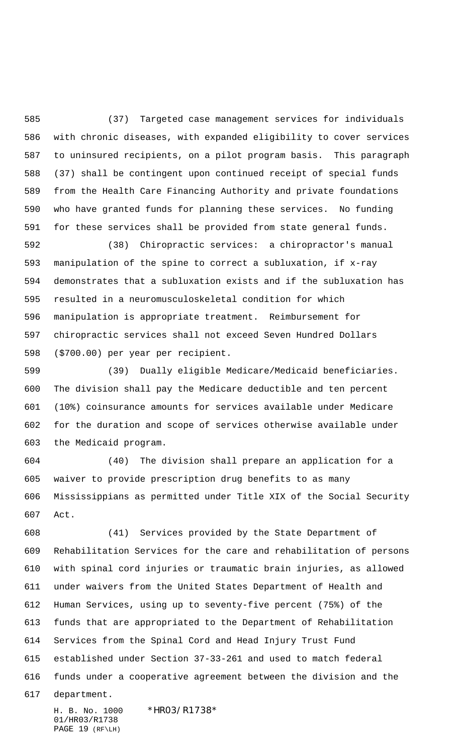(37) Targeted case management services for individuals with chronic diseases, with expanded eligibility to cover services to uninsured recipients, on a pilot program basis. This paragraph (37) shall be contingent upon continued receipt of special funds from the Health Care Financing Authority and private foundations who have granted funds for planning these services. No funding for these services shall be provided from state general funds.

(38) Chiropractic services: a chiropractor's manual manipulation of the spine to correct a subluxation, if x-ray demonstrates that a subluxation exists and if the subluxation has resulted in a neuromusculoskeletal condition for which manipulation is appropriate treatment. Reimbursement for chiropractic services shall not exceed Seven Hundred Dollars ($700.00) per year per recipient.

(39) Dually eligible Medicare/Medicaid beneficiaries. The division shall pay the Medicare deductible and ten percent (10%) coinsurance amounts for services available under Medicare for the duration and scope of services otherwise available under the Medicaid program.

(40) The division shall prepare an application for a waiver to provide prescription drug benefits to as many Mississippians as permitted under Title XIX of the Social Security Act.

(41) Services provided by the State Department of Rehabilitation Services for the care and rehabilitation of persons with spinal cord injuries or traumatic brain injuries, as allowed under waivers from the United States Department of Health and Human Services, using up to seventy-five percent (75%) of the funds that are appropriated to the Department of Rehabilitation Services from the Spinal Cord and Head Injury Trust Fund established under Section 37-33-261 and used to match federal funds under a cooperative agreement between the division and the department.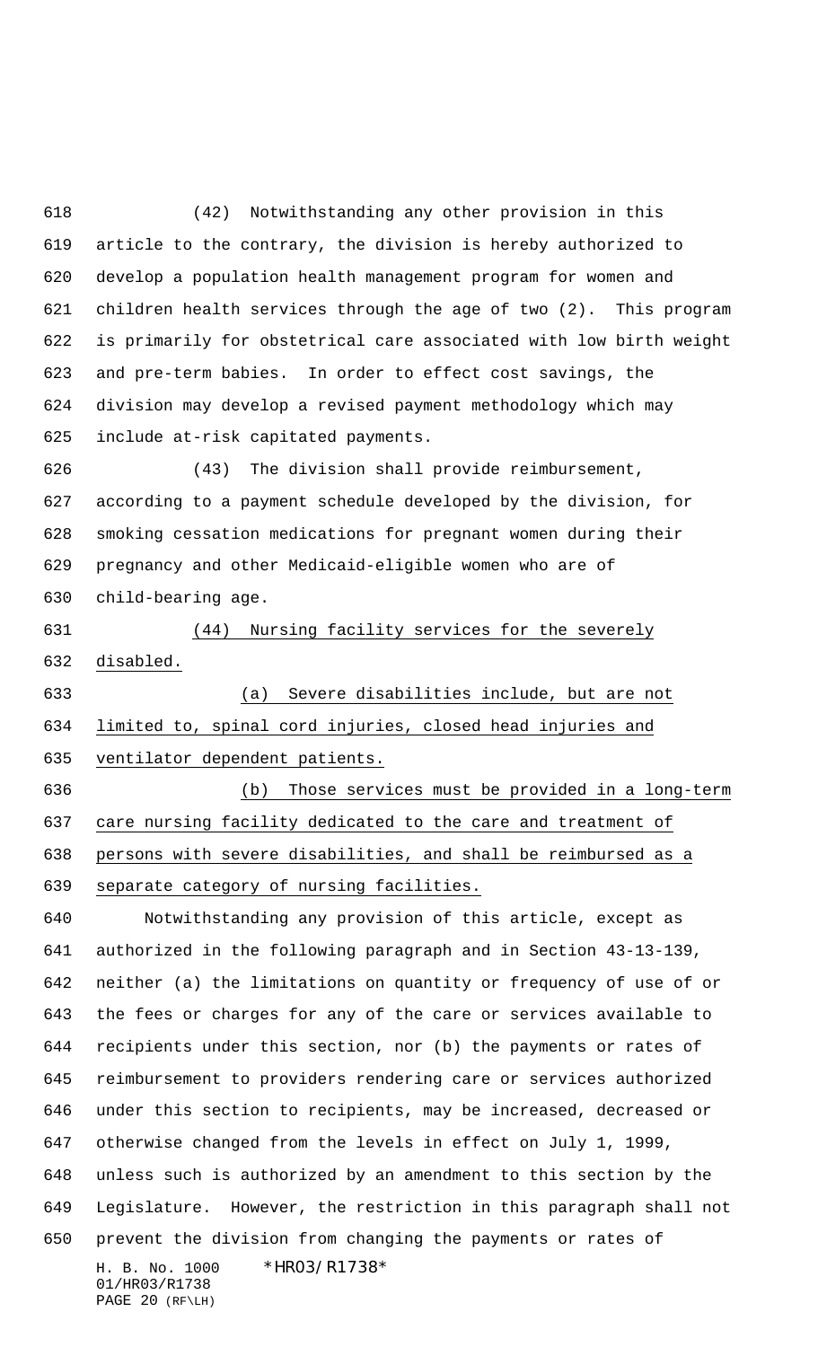(42) Notwithstanding any other provision in this article to the contrary, the division is hereby authorized to develop a population health management program for women and children health services through the age of two (2). This program is primarily for obstetrical care associated with low birth weight and pre-term babies. In order to effect cost savings, the division may develop a revised payment methodology which may include at-risk capitated payments.

(43) The division shall provide reimbursement, according to a payment schedule developed by the division, for smoking cessation medications for pregnant women during their pregnancy and other Medicaid-eligible women who are of child-bearing age.

<u>(44) Nursing facility services for the severely disabled.</u>

<u>(a) Severe disabilities include, but are not limited to, spinal cord injuries, closed head injuries and ventilator dependent patients.</u>

<u>(b) Those services must be provided in a long-term care nursing facility dedicated to the care and treatment of persons with severe disabilities, and shall be reimbursed as a separate category of nursing facilities.</u>

Notwithstanding any provision of this article, except as authorized in the following paragraph and in Section 43-13-139, neither (a) the limitations on quantity or frequency of use of or the fees or charges for any of the care or services available to recipients under this section, nor (b) the payments or rates of reimbursement to providers rendering care or services authorized under this section to recipients, may be increased, decreased or otherwise changed from the levels in effect on July 1, 1999, unless such is authorized by an amendment to this section by the Legislature. However, the restriction in this paragraph shall not prevent the division from changing the payments or rates of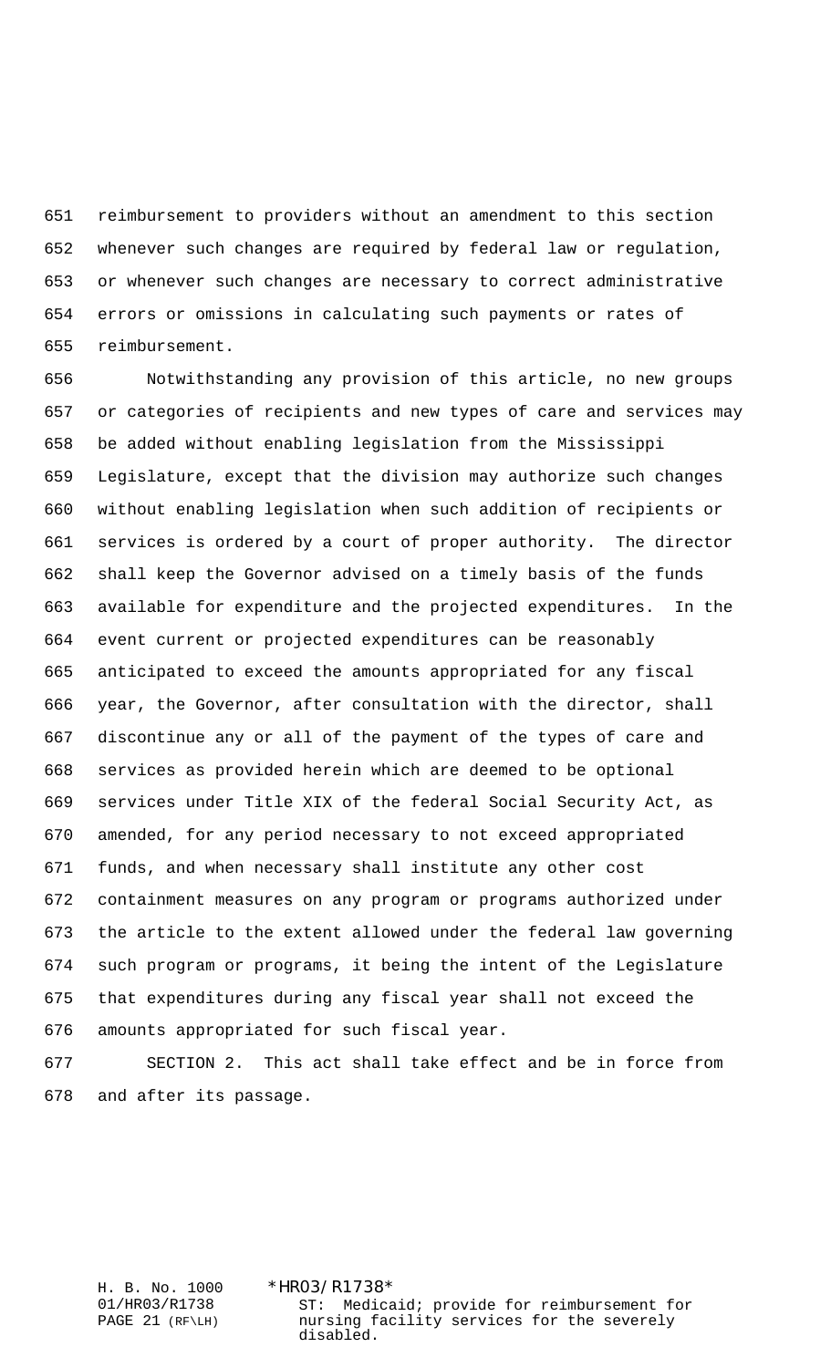reimbursement to providers without an amendment to this section whenever such changes are required by federal law or regulation, or whenever such changes are necessary to correct administrative errors or omissions in calculating such payments or rates of reimbursement.

Notwithstanding any provision of this article, no new groups or categories of recipients and new types of care and services may be added without enabling legislation from the Mississippi Legislature, except that the division may authorize such changes without enabling legislation when such addition of recipients or services is ordered by a court of proper authority. The director shall keep the Governor advised on a timely basis of the funds available for expenditure and the projected expenditures. In the event current or projected expenditures can be reasonably anticipated to exceed the amounts appropriated for any fiscal year, the Governor, after consultation with the director, shall discontinue any or all of the payment of the types of care and services as provided herein which are deemed to be optional services under Title XIX of the federal Social Security Act, as amended, for any period necessary to not exceed appropriated funds, and when necessary shall institute any other cost containment measures on any program or programs authorized under the article to the extent allowed under the federal law governing such program or programs, it being the intent of the Legislature that expenditures during any fiscal year shall not exceed the amounts appropriated for such fiscal year.

SECTION 2. This act shall take effect and be in force from and after its passage.

ST: Medicaid; provide for reimbursement for nursing facility services for the severely disabled.